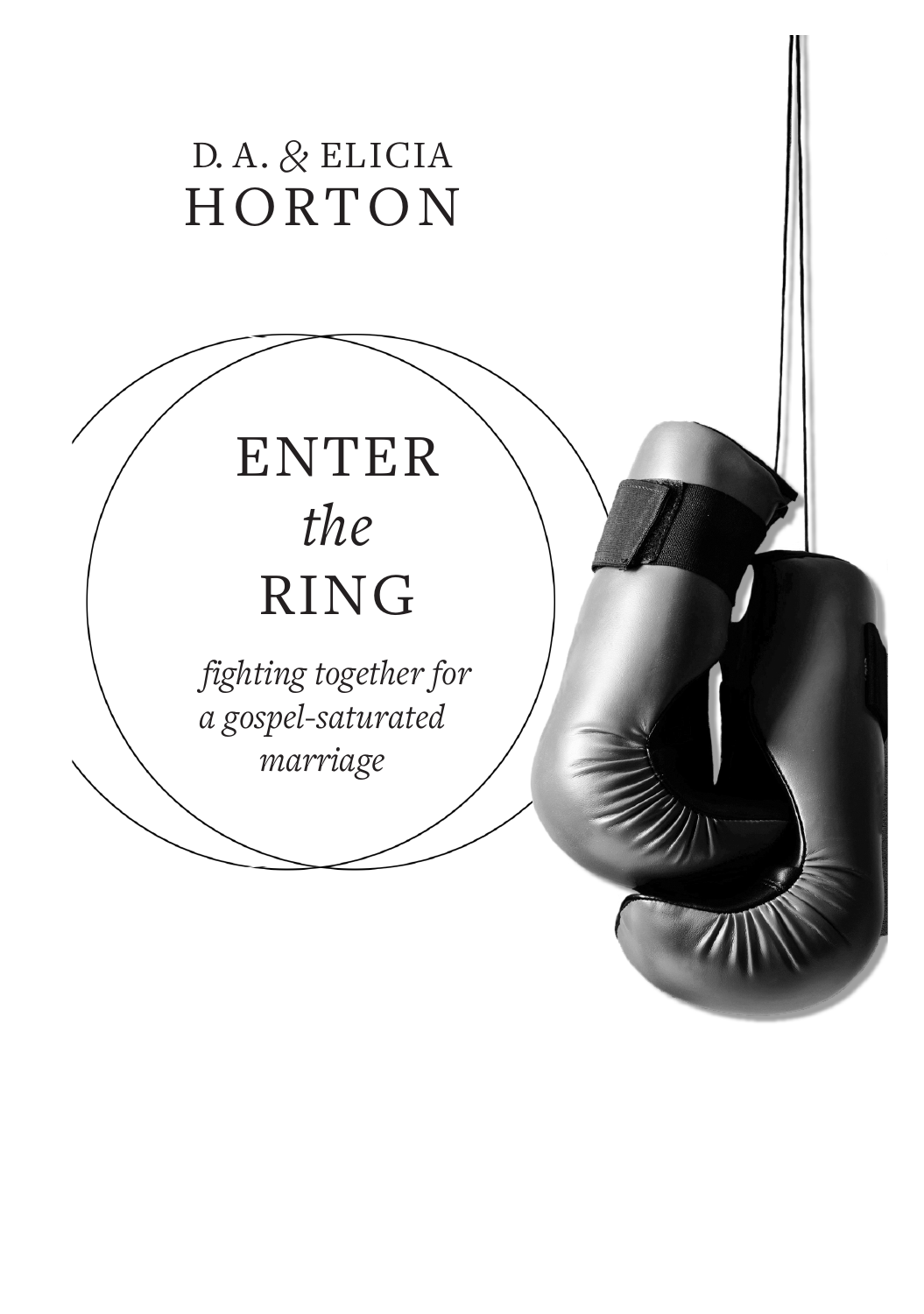D. A. & ELICIA
HORTON

# ENTER *the* RING

*fighting together for a gospel-saturated marriage*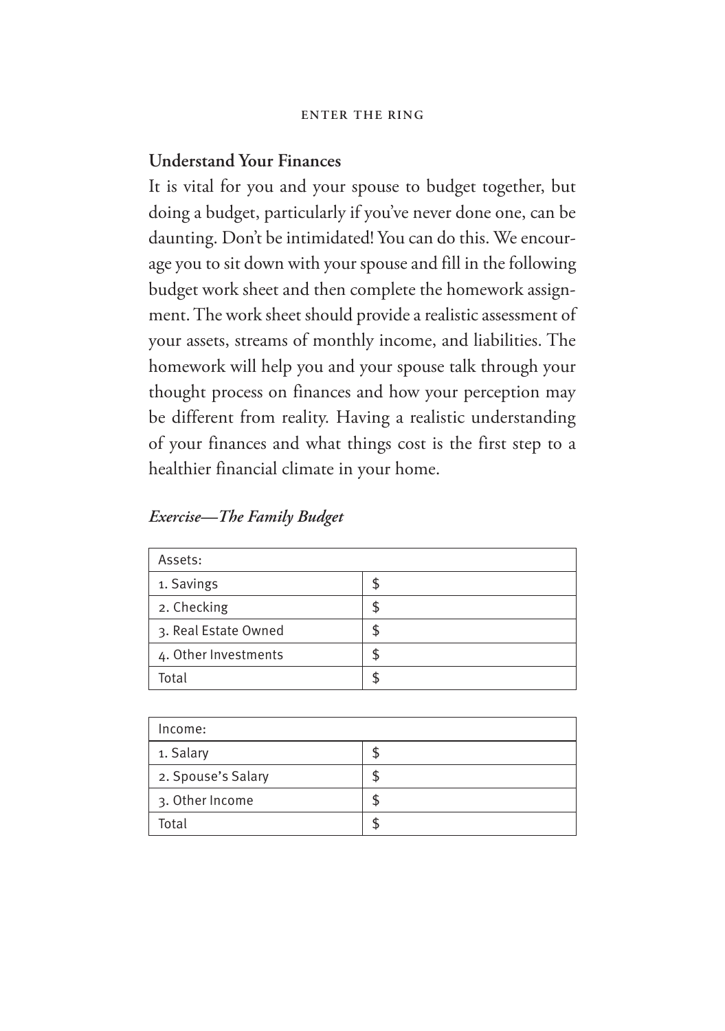## Understand Your Finances

It is vital for you and your spouse to budget together, but doing a budget, particularly if you've never done one, can be daunting. Don't be intimidated! You can do this. We encourage you to sit down with your spouse and fill in the following budget work sheet and then complete the homework assignment. The work sheet should provide a realistic assessment of your assets, streams of monthly income, and liabilities. The homework will help you and your spouse talk through your thought process on finances and how your perception may be different from reality. Having a realistic understanding of your finances and what things cost is the first step to a healthier financial climate in your home.

### *Exercise—The Family Budget*

| Assets: | |
|---|---|
| 1. Savings | $ |
| 2. Checking | $ |
| 3. Real Estate Owned | $ |
| 4. Other Investments | $ |
| Total | $ |

| Income: | |
|---|---|
| 1. Salary | $ |
| 2. Spouse's Salary | $ |
| 3. Other Income | $ |
| Total | $ |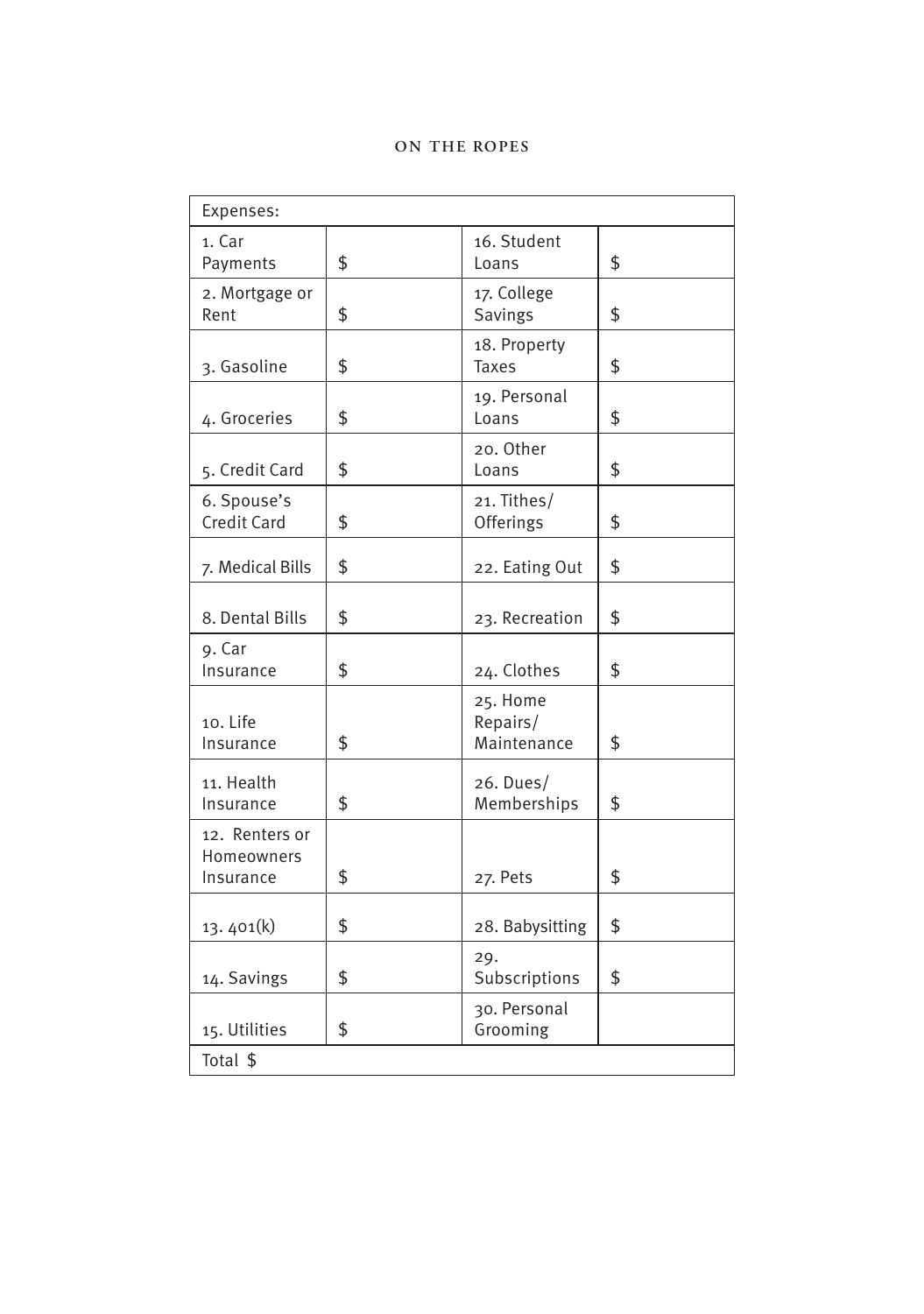| Expenses: | | | |
|---|---|---|---|
| 1. Car Payments | $ | 16. Student Loans | $ |
| 2. Mortgage or Rent | $ | 17. College Savings | $ |
| 3. Gasoline | $ | 18. Property Taxes | $ |
| 4. Groceries | $ | 19. Personal Loans | $ |
| 5. Credit Card | $ | 20. Other Loans | $ |
| 6. Spouse's Credit Card | $ | 21. Tithes/ Offerings | $ |
| 7. Medical Bills | $ | 22. Eating Out | $ |
| 8. Dental Bills | $ | 23. Recreation | $ |
| 9. Car Insurance | $ | 24. Clothes | $ |
| 10. Life Insurance | $ | 25. Home Repairs/ Maintenance | $ |
| 11. Health Insurance | $ | 26. Dues/ Memberships | $ |
| 12. Renters or Homeowners Insurance | $ | 27. Pets | $ |
| 13. 401(k) | $ | 28. Babysitting | $ |
| 14. Savings | $ | 29. Subscriptions | $ |
| 15. Utilities | $ | 30. Personal Grooming | |
| Total $ | | | |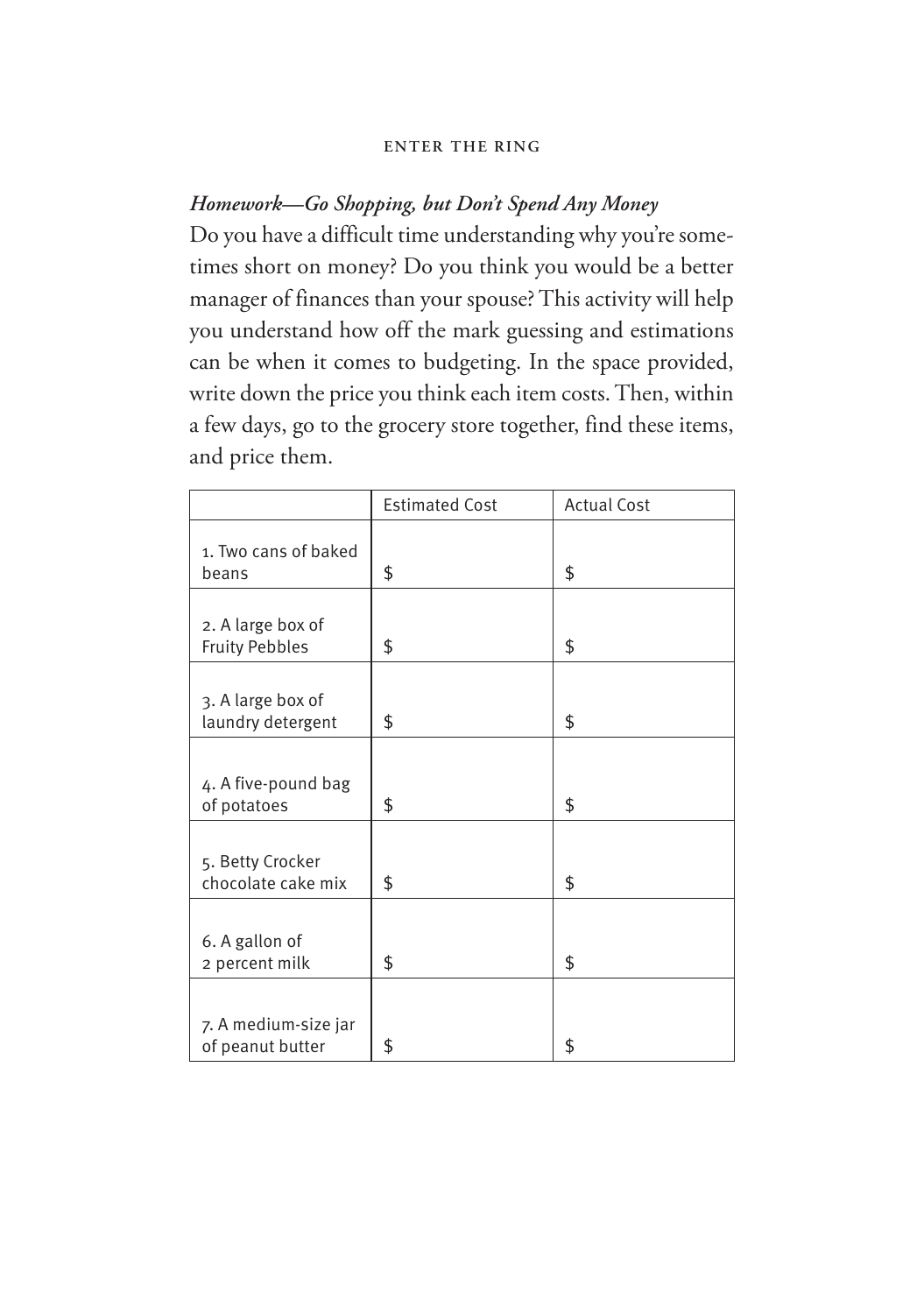*Homework—Go Shopping, but Don't Spend Any Money*

Do you have a difficult time understanding why you're sometimes short on money? Do you think you would be a better manager of finances than your spouse? This activity will help you understand how off the mark guessing and estimations can be when it comes to budgeting. In the space provided, write down the price you think each item costs. Then, within a few days, go to the grocery store together, find these items, and price them.

| | Estimated Cost | Actual Cost |
|---|---|---|
| 1. Two cans of baked beans | $ | $ |
| 2. A large box of Fruity Pebbles | $ | $ |
| 3. A large box of laundry detergent | $ | $ |
| 4. A five-pound bag of potatoes | $ | $ |
| 5. Betty Crocker chocolate cake mix | $ | $ |
| 6. A gallon of 2 percent milk | $ | $ |
| 7. A medium-size jar of peanut butter | $ | $ |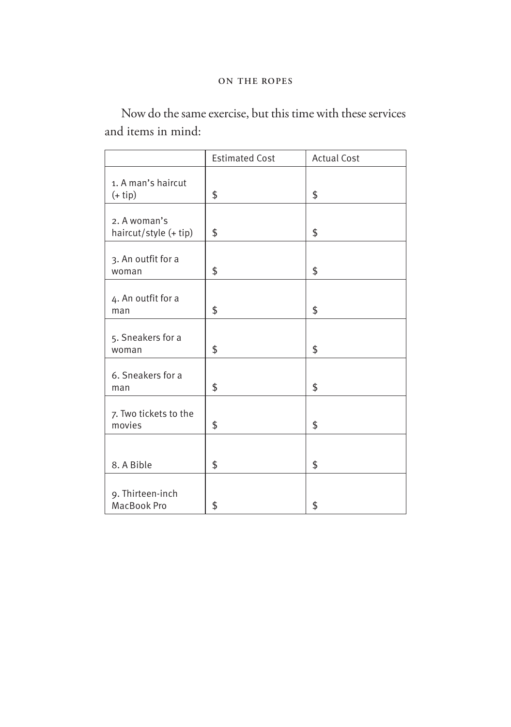Now do the same exercise, but this time with these services and items in mind:

| | Estimated Cost | Actual Cost |
|---|---|---|
| 1. A man's haircut (+ tip) | $ | $ |
| 2. A woman's haircut/style (+ tip) | $ | $ |
| 3. An outfit for a woman | $ | $ |
| 4. An outfit for a man | $ | $ |
| 5. Sneakers for a woman | $ | $ |
| 6. Sneakers for a man | $ | $ |
| 7. Two tickets to the movies | $ | $ |
| 8. A Bible | $ | $ |
| 9. Thirteen-inch MacBook Pro | $ | $ |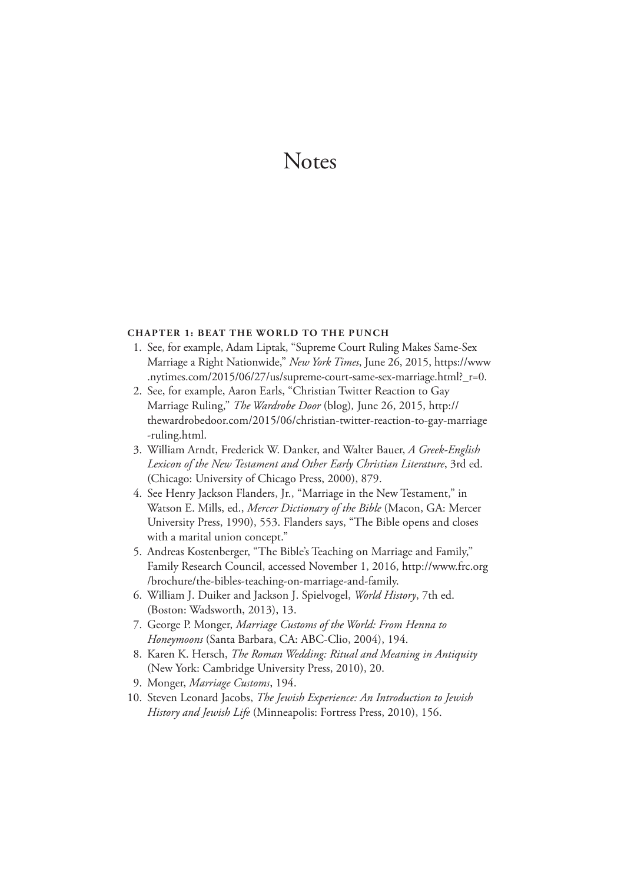# Notes

### CHAPTER 1: BEAT THE WORLD TO THE PUNCH

1. See, for example, Adam Liptak, "Supreme Court Ruling Makes Same-Sex Marriage a Right Nationwide," *New York Times*, June 26, 2015, https://www.nytimes.com/2015/06/27/us/supreme-court-same-sex-marriage.html?_r=0.
2. See, for example, Aaron Earls, "Christian Twitter Reaction to Gay Marriage Ruling," *The Wardrobe Door* (blog), June 26, 2015, http://thewardrobedoor.com/2015/06/christian-twitter-reaction-to-gay-marriage-ruling.html.
3. William Arndt, Frederick W. Danker, and Walter Bauer, *A Greek-English Lexicon of the New Testament and Other Early Christian Literature*, 3rd ed. (Chicago: University of Chicago Press, 2000), 879.
4. See Henry Jackson Flanders, Jr., "Marriage in the New Testament," in Watson E. Mills, ed., *Mercer Dictionary of the Bible* (Macon, GA: Mercer University Press, 1990), 553. Flanders says, "The Bible opens and closes with a marital union concept."
5. Andreas Kostenberger, "The Bible's Teaching on Marriage and Family," Family Research Council, accessed November 1, 2016, http://www.frc.org/brochure/the-bibles-teaching-on-marriage-and-family.
6. William J. Duiker and Jackson J. Spielvogel, *World History*, 7th ed. (Boston: Wadsworth, 2013), 13.
7. George P. Monger, *Marriage Customs of the World: From Henna to Honeymoons* (Santa Barbara, CA: ABC-Clio, 2004), 194.
8. Karen K. Hersch, *The Roman Wedding: Ritual and Meaning in Antiquity* (New York: Cambridge University Press, 2010), 20.
9. Monger, *Marriage Customs*, 194.
10. Steven Leonard Jacobs, *The Jewish Experience: An Introduction to Jewish History and Jewish Life* (Minneapolis: Fortress Press, 2010), 156.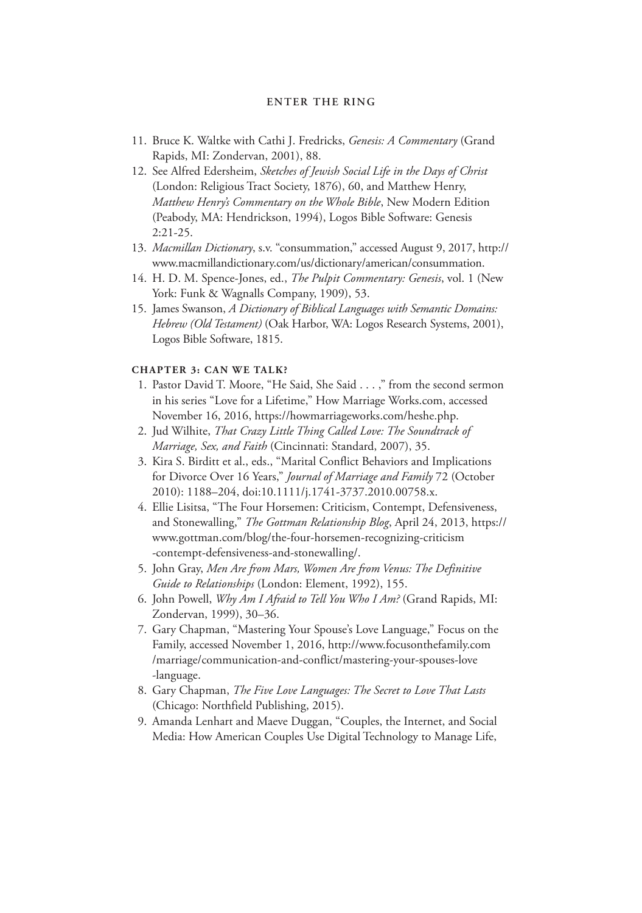11. Bruce K. Waltke with Cathi J. Fredricks, *Genesis: A Commentary* (Grand Rapids, MI: Zondervan, 2001), 88.
12. See Alfred Edersheim, *Sketches of Jewish Social Life in the Days of Christ* (London: Religious Tract Society, 1876), 60, and Matthew Henry, *Matthew Henry's Commentary on the Whole Bible*, New Modern Edition (Peabody, MA: Hendrickson, 1994), Logos Bible Software: Genesis 2:21-25.
13. *Macmillan Dictionary*, s.v. "consummation," accessed August 9, 2017, http://www.macmillandictionary.com/us/dictionary/american/consummation.
14. H. D. M. Spence-Jones, ed., *The Pulpit Commentary: Genesis*, vol. 1 (New York: Funk & Wagnalls Company, 1909), 53.
15. James Swanson, *A Dictionary of Biblical Languages with Semantic Domains: Hebrew (Old Testament)* (Oak Harbor, WA: Logos Research Systems, 2001), Logos Bible Software, 1815.

### CHAPTER 3: CAN WE TALK?

1. Pastor David T. Moore, "He Said, She Said . . . ," from the second sermon in his series "Love for a Lifetime," How Marriage Works.com, accessed November 16, 2016, https://howmarriageworks.com/heshe.php.
2. Jud Wilhite, *That Crazy Little Thing Called Love: The Soundtrack of Marriage, Sex, and Faith* (Cincinnati: Standard, 2007), 35.
3. Kira S. Birditt et al., eds., "Marital Conflict Behaviors and Implications for Divorce Over 16 Years," *Journal of Marriage and Family* 72 (October 2010): 1188–204, doi:10.1111/j.1741-3737.2010.00758.x.
4. Ellie Lisitsa, "The Four Horsemen: Criticism, Contempt, Defensiveness, and Stonewalling," *The Gottman Relationship Blog*, April 24, 2013, https://www.gottman.com/blog/the-four-horsemen-recognizing-criticism-contempt-defensiveness-and-stonewalling/.
5. John Gray, *Men Are from Mars, Women Are from Venus: The Definitive Guide to Relationships* (London: Element, 1992), 155.
6. John Powell, *Why Am I Afraid to Tell You Who I Am?* (Grand Rapids, MI: Zondervan, 1999), 30–36.
7. Gary Chapman, "Mastering Your Spouse's Love Language," Focus on the Family, accessed November 1, 2016, http://www.focusonthefamily.com/marriage/communication-and-conflict/mastering-your-spouses-love-language.
8. Gary Chapman, *The Five Love Languages: The Secret to Love That Lasts* (Chicago: Northfield Publishing, 2015).
9. Amanda Lenhart and Maeve Duggan, "Couples, the Internet, and Social Media: How American Couples Use Digital Technology to Manage Life,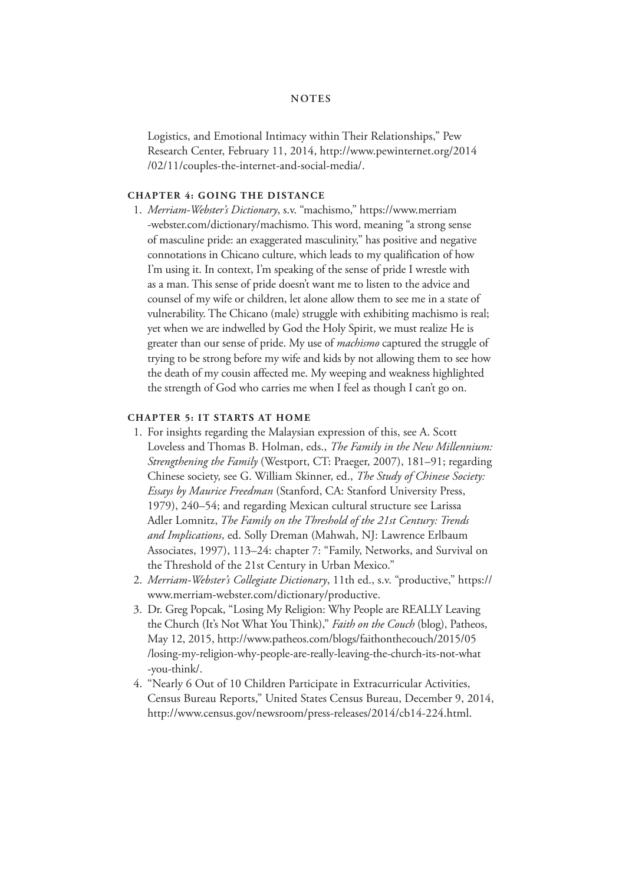Logistics, and Emotional Intimacy within Their Relationships," Pew Research Center, February 11, 2014, http://www.pewinternet.org/2014/02/11/couples-the-internet-and-social-media/.

### CHAPTER 4: GOING THE DISTANCE

1. *Merriam-Webster's Dictionary*, s.v. "machismo," https://www.merriam-webster.com/dictionary/machismo. This word, meaning "a strong sense of masculine pride: an exaggerated masculinity," has positive and negative connotations in Chicano culture, which leads to my qualification of how I'm using it. In context, I'm speaking of the sense of pride I wrestle with as a man. This sense of pride doesn't want me to listen to the advice and counsel of my wife or children, let alone allow them to see me in a state of vulnerability. The Chicano (male) struggle with exhibiting machismo is real; yet when we are indwelled by God the Holy Spirit, we must realize He is greater than our sense of pride. My use of *machismo* captured the struggle of trying to be strong before my wife and kids by not allowing them to see how the death of my cousin affected me. My weeping and weakness highlighted the strength of God who carries me when I feel as though I can't go on.

### CHAPTER 5: IT STARTS AT HOME

1. For insights regarding the Malaysian expression of this, see A. Scott Loveless and Thomas B. Holman, eds., *The Family in the New Millennium: Strengthening the Family* (Westport, CT: Praeger, 2007), 181–91; regarding Chinese society, see G. William Skinner, ed., *The Study of Chinese Society: Essays by Maurice Freedman* (Stanford, CA: Stanford University Press, 1979), 240–54; and regarding Mexican cultural structure see Larissa Adler Lomnitz, *The Family on the Threshold of the 21st Century: Trends and Implications*, ed. Solly Dreman (Mahwah, NJ: Lawrence Erlbaum Associates, 1997), 113–24: chapter 7: "Family, Networks, and Survival on the Threshold of the 21st Century in Urban Mexico."
2. *Merriam-Webster's Collegiate Dictionary*, 11th ed., s.v. "productive," https://www.merriam-webster.com/dictionary/productive.
3. Dr. Greg Popcak, "Losing My Religion: Why People are REALLY Leaving the Church (It's Not What You Think)," *Faith on the Couch* (blog), Patheos, May 12, 2015, http://www.patheos.com/blogs/faithonthecouch/2015/05/losing-my-religion-why-people-are-really-leaving-the-church-its-not-what-you-think/.
4. "Nearly 6 Out of 10 Children Participate in Extracurricular Activities, Census Bureau Reports," United States Census Bureau, December 9, 2014, http://www.census.gov/newsroom/press-releases/2014/cb14-224.html.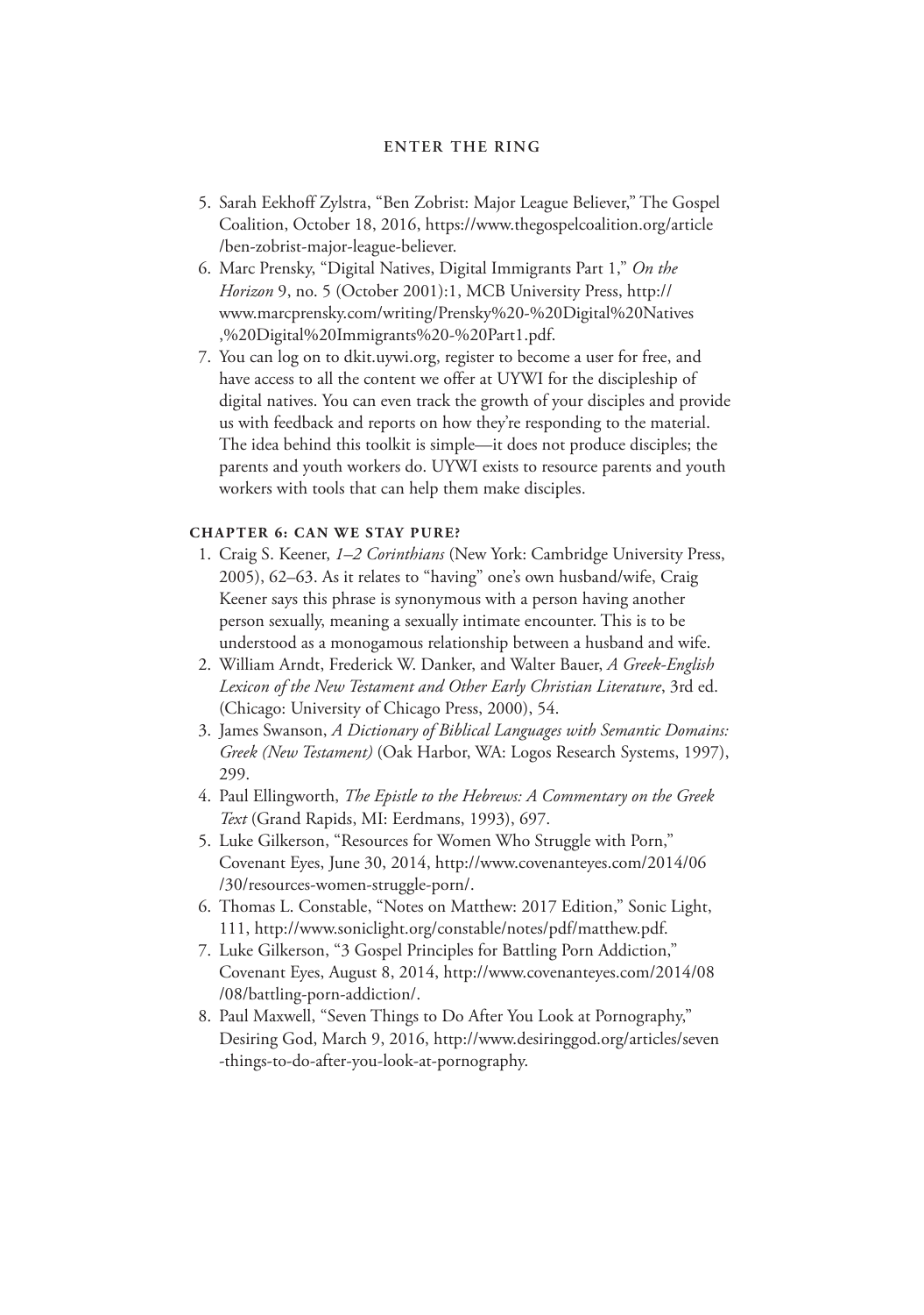5. Sarah Eekhoff Zylstra, "Ben Zobrist: Major League Believer," The Gospel Coalition, October 18, 2016, https://www.thegospelcoalition.org/article/ben-zobrist-major-league-believer.
6. Marc Prensky, "Digital Natives, Digital Immigrants Part 1," *On the Horizon* 9, no. 5 (October 2001):1, MCB University Press, http://www.marcprensky.com/writing/Prensky%20-%20Digital%20Natives,%20Digital%20Immigrants%20-%20Part1.pdf.
7. You can log on to dkit.uywi.org, register to become a user for free, and have access to all the content we offer at UYWI for the discipleship of digital natives. You can even track the growth of your disciples and provide us with feedback and reports on how they're responding to the material. The idea behind this toolkit is simple—it does not produce disciples; the parents and youth workers do. UYWI exists to resource parents and youth workers with tools that can help them make disciples.

### CHAPTER 6: CAN WE STAY PURE?

1. Craig S. Keener, *1–2 Corinthians* (New York: Cambridge University Press, 2005), 62–63. As it relates to "having" one's own husband/wife, Craig Keener says this phrase is synonymous with a person having another person sexually, meaning a sexually intimate encounter. This is to be understood as a monogamous relationship between a husband and wife.
2. William Arndt, Frederick W. Danker, and Walter Bauer, *A Greek-English Lexicon of the New Testament and Other Early Christian Literature*, 3rd ed. (Chicago: University of Chicago Press, 2000), 54.
3. James Swanson, *A Dictionary of Biblical Languages with Semantic Domains: Greek (New Testament)* (Oak Harbor, WA: Logos Research Systems, 1997), 299.
4. Paul Ellingworth, *The Epistle to the Hebrews: A Commentary on the Greek Text* (Grand Rapids, MI: Eerdmans, 1993), 697.
5. Luke Gilkerson, "Resources for Women Who Struggle with Porn," Covenant Eyes, June 30, 2014, http://www.covenanteyes.com/2014/06/30/resources-women-struggle-porn/.
6. Thomas L. Constable, "Notes on Matthew: 2017 Edition," Sonic Light, 111, http://www.soniclight.org/constable/notes/pdf/matthew.pdf.
7. Luke Gilkerson, "3 Gospel Principles for Battling Porn Addiction," Covenant Eyes, August 8, 2014, http://www.covenanteyes.com/2014/08/08/battling-porn-addiction/.
8. Paul Maxwell, "Seven Things to Do After You Look at Pornography," Desiring God, March 9, 2016, http://www.desiringgod.org/articles/seven-things-to-do-after-you-look-at-pornography.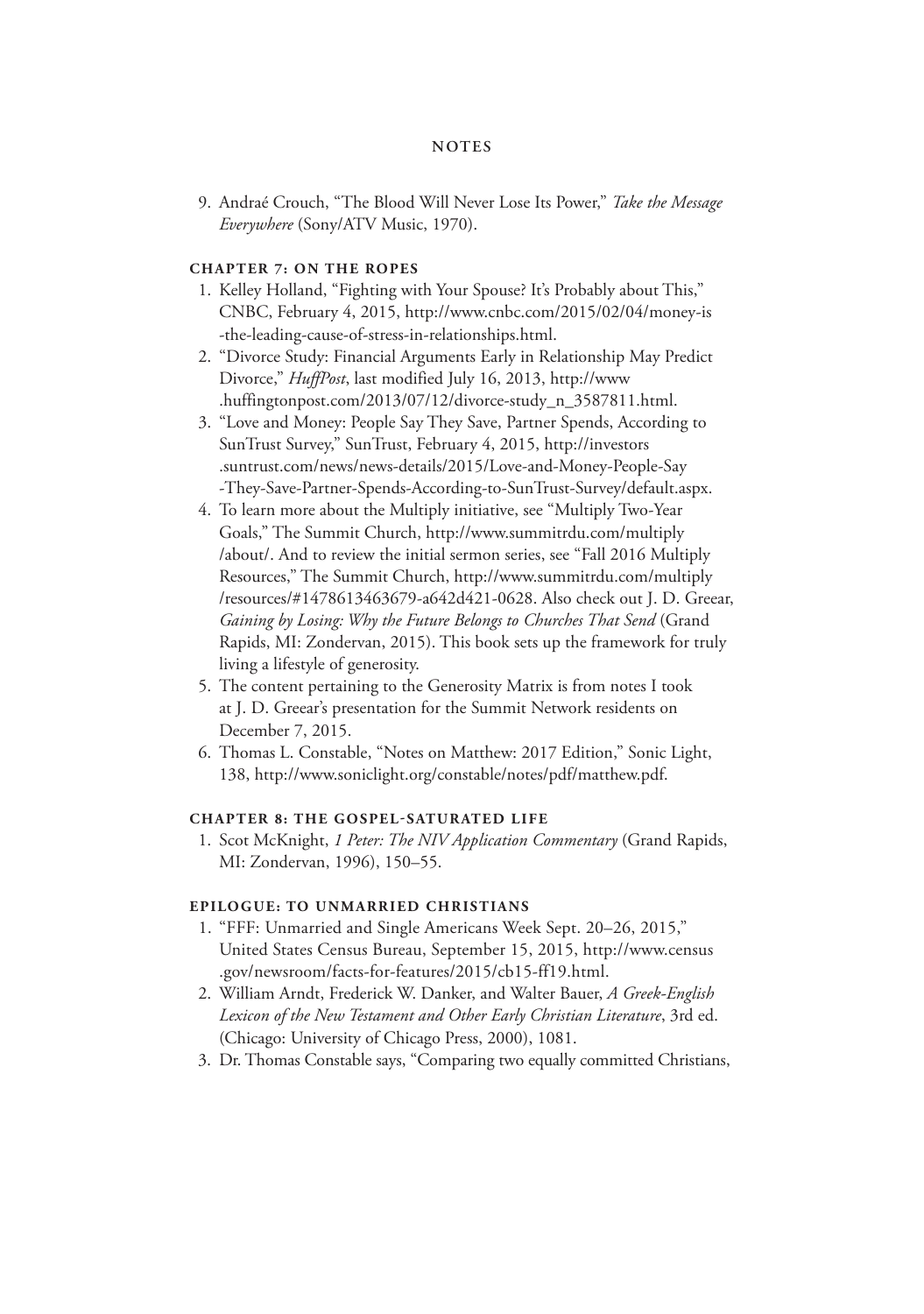9. Andraé Crouch, "The Blood Will Never Lose Its Power," *Take the Message Everywhere* (Sony/ATV Music, 1970).

### CHAPTER 7: ON THE ROPES

1. Kelley Holland, "Fighting with Your Spouse? It's Probably about This," CNBC, February 4, 2015, http://www.cnbc.com/2015/02/04/money-is-the-leading-cause-of-stress-in-relationships.html.
2. "Divorce Study: Financial Arguments Early in Relationship May Predict Divorce," *HuffPost*, last modified July 16, 2013, http://www.huffingtonpost.com/2013/07/12/divorce-study_n_3587811.html.
3. "Love and Money: People Say They Save, Partner Spends, According to SunTrust Survey," SunTrust, February 4, 2015, http://investors.suntrust.com/news/news-details/2015/Love-and-Money-People-Say-They-Save-Partner-Spends-According-to-SunTrust-Survey/default.aspx.
4. To learn more about the Multiply initiative, see "Multiply Two-Year Goals," The Summit Church, http://www.summitrdu.com/multiply/about/. And to review the initial sermon series, see "Fall 2016 Multiply Resources," The Summit Church, http://www.summitrdu.com/multiply/resources/#1478613463679-a642d421-0628. Also check out J. D. Greear, *Gaining by Losing: Why the Future Belongs to Churches That Send* (Grand Rapids, MI: Zondervan, 2015). This book sets up the framework for truly living a lifestyle of generosity.
5. The content pertaining to the Generosity Matrix is from notes I took at J. D. Greear's presentation for the Summit Network residents on December 7, 2015.
6. Thomas L. Constable, "Notes on Matthew: 2017 Edition," Sonic Light, 138, http://www.soniclight.org/constable/notes/pdf/matthew.pdf.

### CHAPTER 8: THE GOSPEL-SATURATED LIFE

1. Scot McKnight, *1 Peter: The NIV Application Commentary* (Grand Rapids, MI: Zondervan, 1996), 150–55.

### EPILOGUE: TO UNMARRIED CHRISTIANS

1. "FFF: Unmarried and Single Americans Week Sept. 20–26, 2015," United States Census Bureau, September 15, 2015, http://www.census.gov/newsroom/facts-for-features/2015/cb15-ff19.html.
2. William Arndt, Frederick W. Danker, and Walter Bauer, *A Greek-English Lexicon of the New Testament and Other Early Christian Literature*, 3rd ed. (Chicago: University of Chicago Press, 2000), 1081.
3. Dr. Thomas Constable says, "Comparing two equally committed Christians,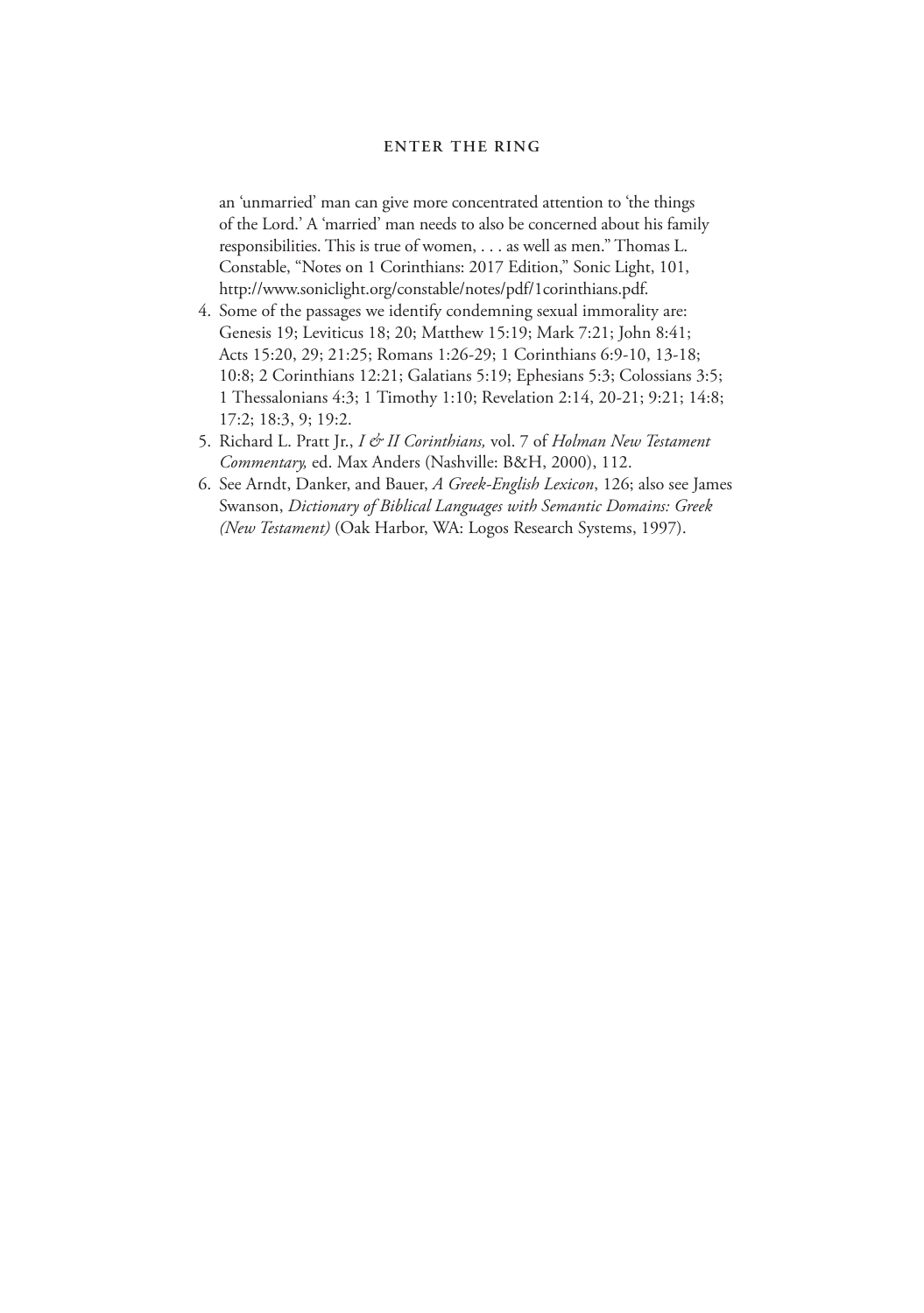an 'unmarried' man can give more concentrated attention to 'the things of the Lord.' A 'married' man needs to also be concerned about his family responsibilities. This is true of women, . . . as well as men." Thomas L. Constable, "Notes on 1 Corinthians: 2017 Edition," Sonic Light, 101, http://www.soniclight.org/constable/notes/pdf/1corinthians.pdf.

4. Some of the passages we identify condemning sexual immorality are: Genesis 19; Leviticus 18; 20; Matthew 15:19; Mark 7:21; John 8:41; Acts 15:20, 29; 21:25; Romans 1:26-29; 1 Corinthians 6:9-10, 13-18; 10:8; 2 Corinthians 12:21; Galatians 5:19; Ephesians 5:3; Colossians 3:5; 1 Thessalonians 4:3; 1 Timothy 1:10; Revelation 2:14, 20-21; 9:21; 14:8; 17:2; 18:3, 9; 19:2.
5. Richard L. Pratt Jr., *I & II Corinthians,* vol. 7 of *Holman New Testament Commentary,* ed. Max Anders (Nashville: B&H, 2000), 112.
6. See Arndt, Danker, and Bauer, *A Greek-English Lexicon*, 126; also see James Swanson, *Dictionary of Biblical Languages with Semantic Domains: Greek (New Testament)* (Oak Harbor, WA: Logos Research Systems, 1997).